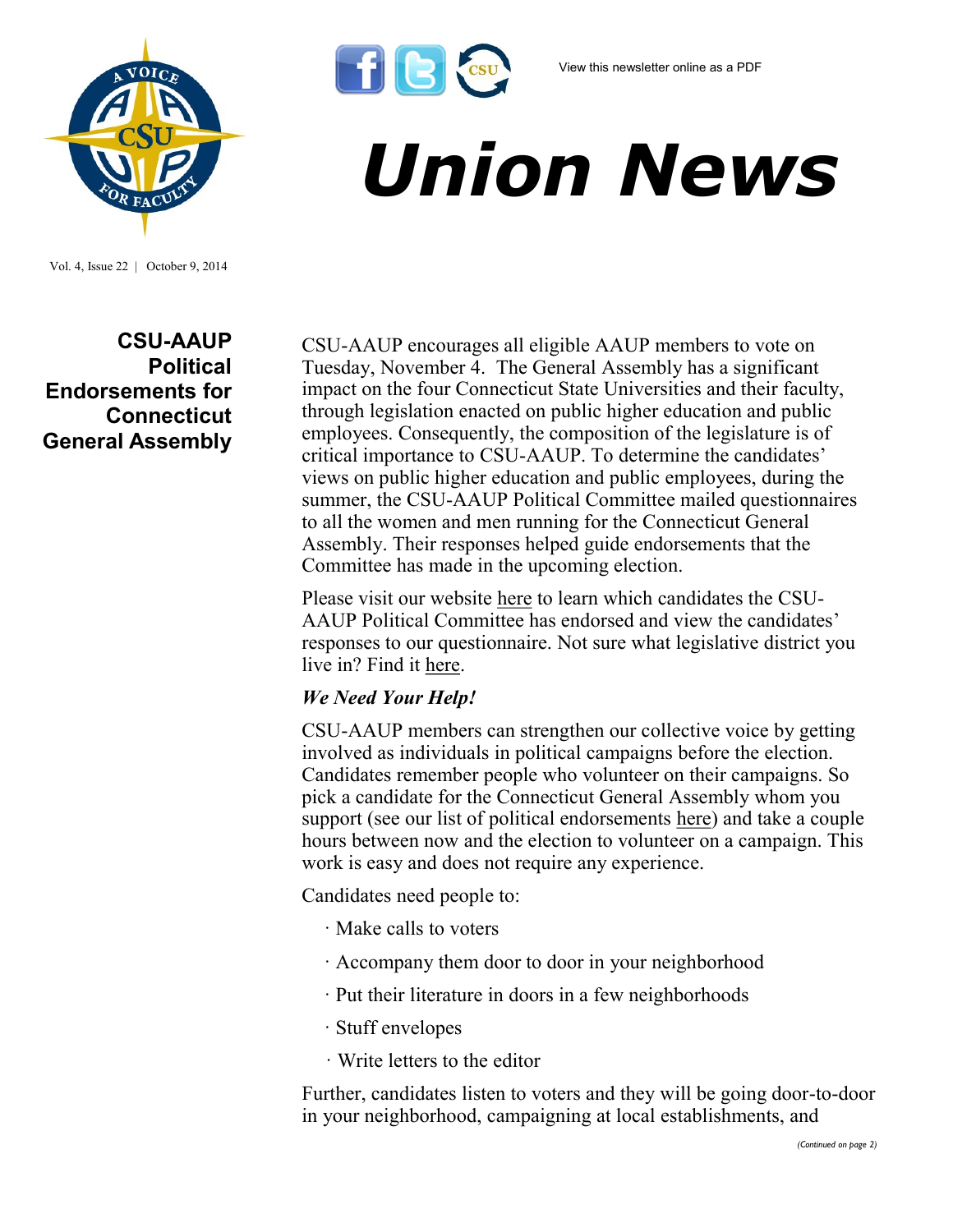View this newsletter online as a PDF

# Union News

Vol. 4, Issue 22 | October 9, 2014

## CSU-AAUP Political Endorsements for Connecticut General Assembly

CSU-AAUP encourages all eligible AAUP members to vote on Tuesday, November 4. The General Assembly has a significant impact on the four Connecticut State Universities and their faculty, through legislation enacted on public higher education and public employees. Consequently, the composition of the legislature is of critical importance to CSU-AAUP. To determine the candidates' views on public higher education and public employees, during the summer, the CSU-AAUP Political Committee mailed questionnaires to all the women and men running for the Connecticut General Assembly. Their responses helped guide endorsements that the Committee has made in the upcoming election.

Please visit our website here to learn which candidates the CSU-AAUP Political Committee has endorsed and view the candidates' responses to our questionnaire. Not sure what legislative district you live in? Find it here.

***We Need Your Help!***

CSU-AAUP members can strengthen our collective voice by getting involved as individuals in political campaigns before the election. Candidates remember people who volunteer on their campaigns. So pick a candidate for the Connecticut General Assembly whom you support (see our list of political endorsements here) and take a couple hours between now and the election to volunteer on a campaign. This work is easy and does not require any experience.

Candidates need people to:

- Make calls to voters
- Accompany them door to door in your neighborhood
- Put their literature in doors in a few neighborhoods
- Stuff envelopes
- Write letters to the editor

Further, candidates listen to voters and they will be going door-to-door in your neighborhood, campaigning at local establishments, and

*(Continued on page 2)*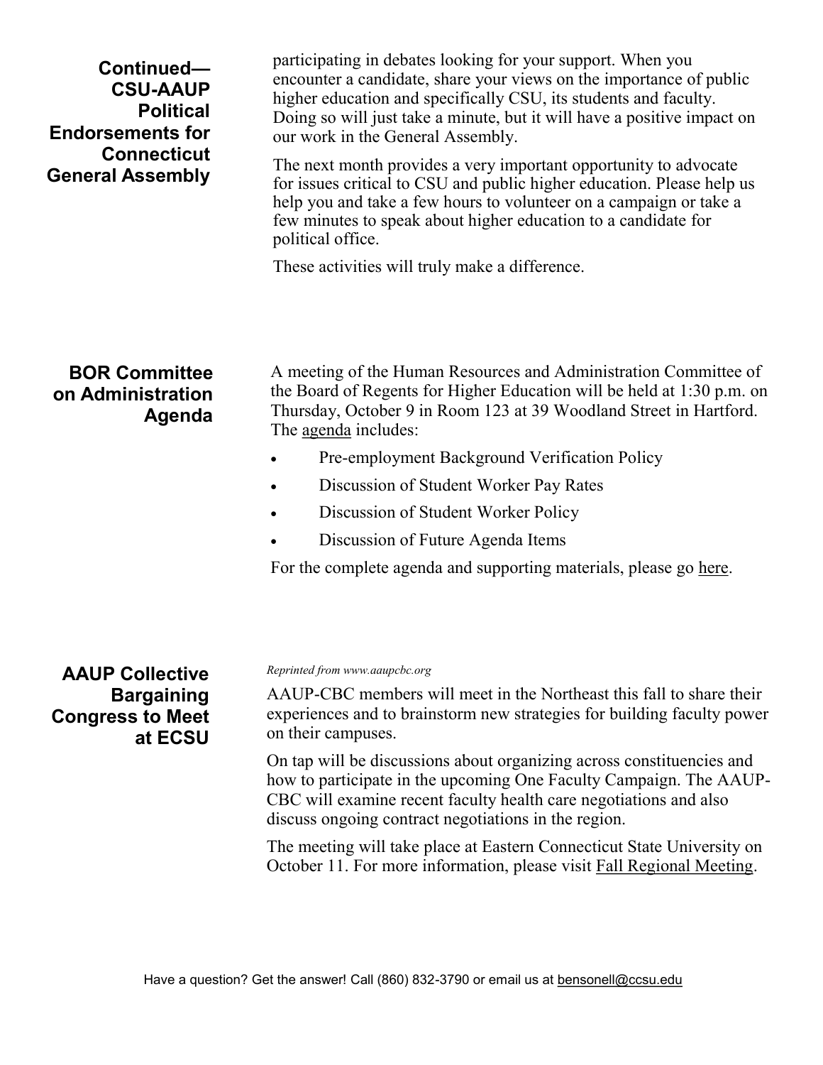## Continued—CSU-AAUP Political Endorsements for Connecticut General Assembly

participating in debates looking for your support. When you encounter a candidate, share your views on the importance of public higher education and specifically CSU, its students and faculty. Doing so will just take a minute, but it will have a positive impact on our work in the General Assembly.

The next month provides a very important opportunity to advocate for issues critical to CSU and public higher education. Please help us help you and take a few hours to volunteer on a campaign or take a few minutes to speak about higher education to a candidate for political office.

These activities will truly make a difference.

## BOR Committee on Administration Agenda

A meeting of the Human Resources and Administration Committee of the Board of Regents for Higher Education will be held at 1:30 p.m. on Thursday, October 9 in Room 123 at 39 Woodland Street in Hartford. The agenda includes:

- Pre-employment Background Verification Policy
- Discussion of Student Worker Pay Rates
- Discussion of Student Worker Policy
- Discussion of Future Agenda Items

For the complete agenda and supporting materials, please go here.

## AAUP Collective Bargaining Congress to Meet at ECSU

*Reprinted from www.aaupcbc.org*

AAUP-CBC members will meet in the Northeast this fall to share their experiences and to brainstorm new strategies for building faculty power on their campuses.

On tap will be discussions about organizing across constituencies and how to participate in the upcoming One Faculty Campaign. The AAUP-CBC will examine recent faculty health care negotiations and also discuss ongoing contract negotiations in the region.

The meeting will take place at Eastern Connecticut State University on October 11. For more information, please visit Fall Regional Meeting.

Have a question? Get the answer! Call (860) 832-3790 or email us at bensonell@ccsu.edu